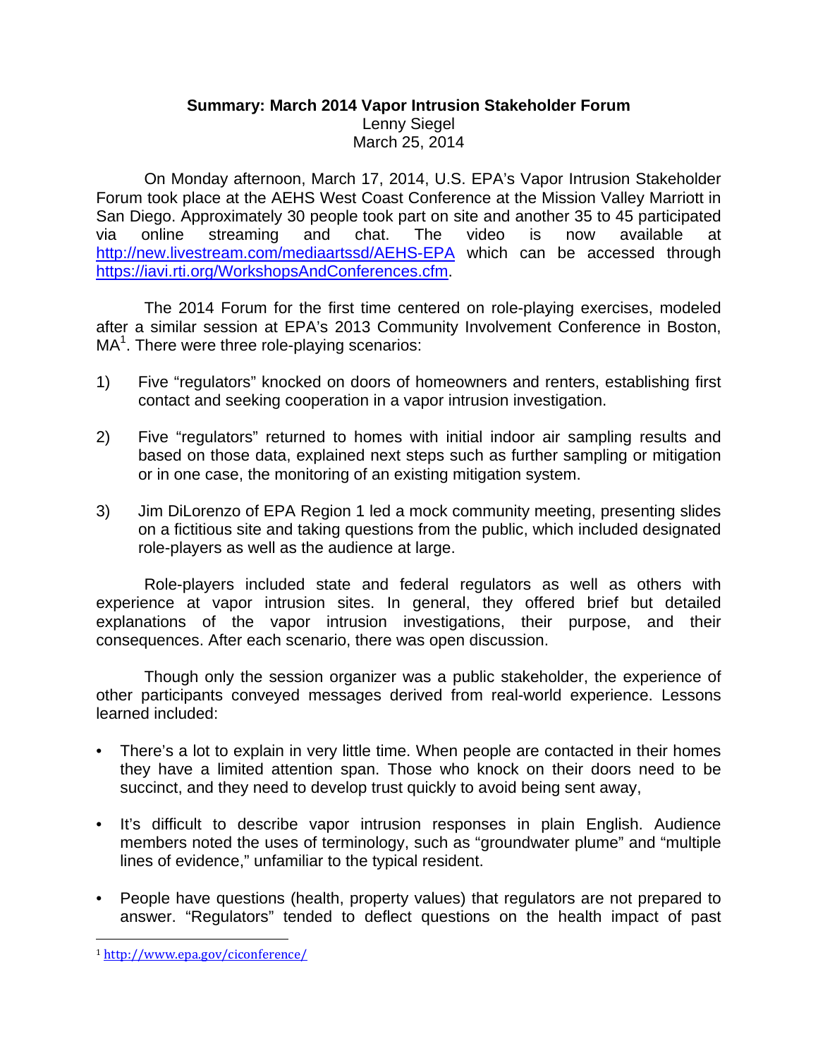**Summary: March 2014 Vapor Intrusion Stakeholder Forum**

Lenny Siegel

March 25, 2014

On Monday afternoon, March 17, 2014, U.S. EPA's Vapor Intrusion Stakeholder Forum took place at the AEHS West Coast Conference at the Mission Valley Marriott in San Diego. Approximately 30 people took part on site and another 35 to 45 participated via online streaming and chat. The video is now available at http://new.livestream.com/mediaartssd/AEHS-EPA which can be accessed through https://iavi.rti.org/WorkshopsAndConferences.cfm.

The 2014 Forum for the first time centered on role-playing exercises, modeled after a similar session at EPA's 2013 Community Involvement Conference in Boston, MA[1]. There were three role-playing scenarios:

1) Five "regulators" knocked on doors of homeowners and renters, establishing first contact and seeking cooperation in a vapor intrusion investigation.

2) Five "regulators" returned to homes with initial indoor air sampling results and based on those data, explained next steps such as further sampling or mitigation or in one case, the monitoring of an existing mitigation system.

3) Jim DiLorenzo of EPA Region 1 led a mock community meeting, presenting slides on a fictitious site and taking questions from the public, which included designated role-players as well as the audience at large.

Role-players included state and federal regulators as well as others with experience at vapor intrusion sites. In general, they offered brief but detailed explanations of the vapor intrusion investigations, their purpose, and their consequences. After each scenario, there was open discussion.

Though only the session organizer was a public stakeholder, the experience of other participants conveyed messages derived from real-world experience. Lessons learned included:

- There's a lot to explain in very little time. When people are contacted in their homes they have a limited attention span. Those who knock on their doors need to be succinct, and they need to develop trust quickly to avoid being sent away,

- It's difficult to describe vapor intrusion responses in plain English. Audience members noted the uses of terminology, such as "groundwater plume" and "multiple lines of evidence," unfamiliar to the typical resident.

- People have questions (health, property values) that regulators are not prepared to answer. "Regulators" tended to deflect questions on the health impact of past

---

[1] http://www.epa.gov/ciconference/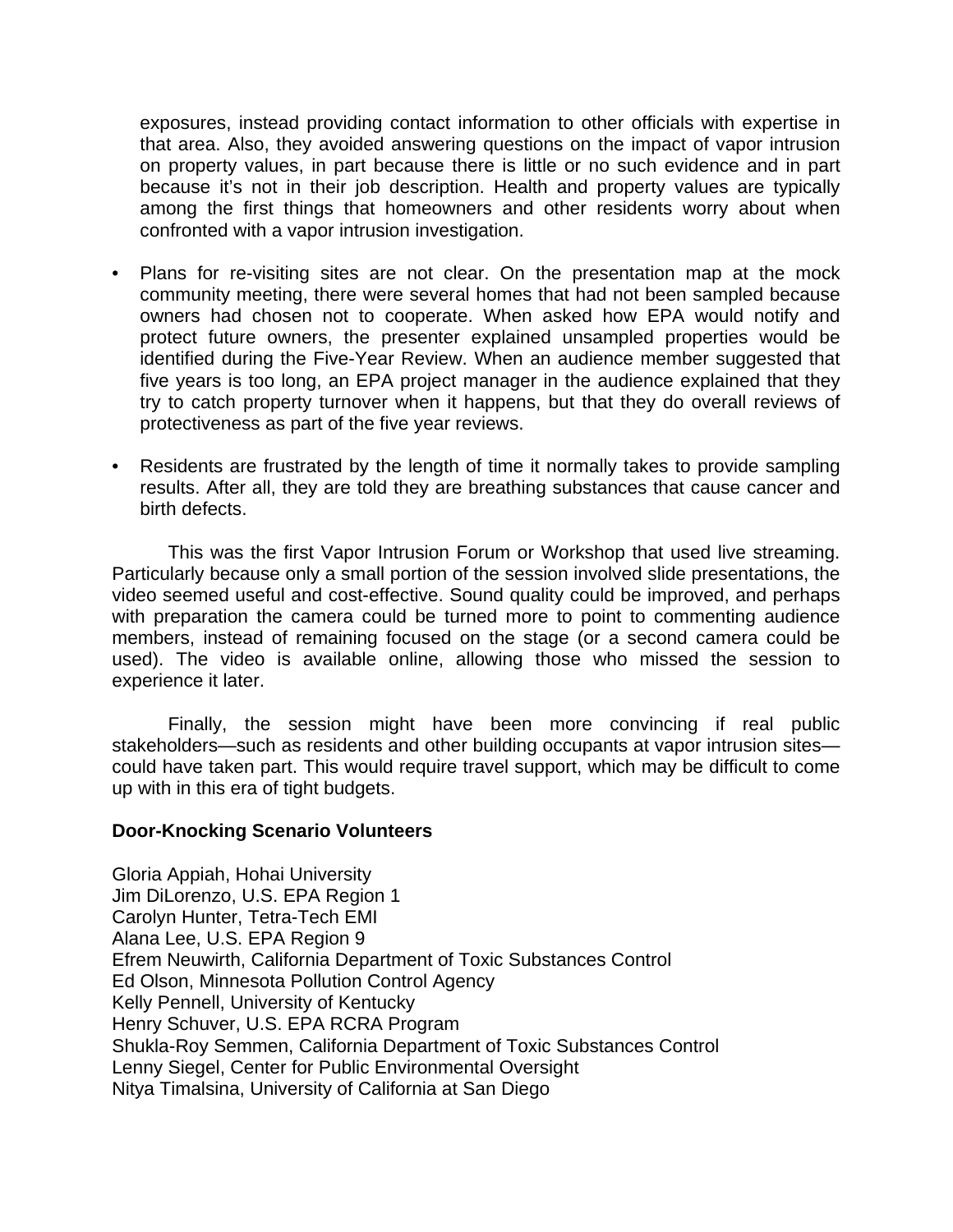exposures, instead providing contact information to other officials with expertise in that area. Also, they avoided answering questions on the impact of vapor intrusion on property values, in part because there is little or no such evidence and in part because it's not in their job description. Health and property values are typically among the first things that homeowners and other residents worry about when confronted with a vapor intrusion investigation.

- Plans for re-visiting sites are not clear. On the presentation map at the mock community meeting, there were several homes that had not been sampled because owners had chosen not to cooperate. When asked how EPA would notify and protect future owners, the presenter explained unsampled properties would be identified during the Five-Year Review. When an audience member suggested that five years is too long, an EPA project manager in the audience explained that they try to catch property turnover when it happens, but that they do overall reviews of protectiveness as part of the five year reviews.

- Residents are frustrated by the length of time it normally takes to provide sampling results. After all, they are told they are breathing substances that cause cancer and birth defects.

This was the first Vapor Intrusion Forum or Workshop that used live streaming. Particularly because only a small portion of the session involved slide presentations, the video seemed useful and cost-effective. Sound quality could be improved, and perhaps with preparation the camera could be turned more to point to commenting audience members, instead of remaining focused on the stage (or a second camera could be used). The video is available online, allowing those who missed the session to experience it later.

Finally, the session might have been more convincing if real public stakeholders—such as residents and other building occupants at vapor intrusion sites—could have taken part. This would require travel support, which may be difficult to come up with in this era of tight budgets.

**Door-Knocking Scenario Volunteers**

Gloria Appiah, Hohai University
Jim DiLorenzo, U.S. EPA Region 1
Carolyn Hunter, Tetra-Tech EMI
Alana Lee, U.S. EPA Region 9
Efrem Neuwirth, California Department of Toxic Substances Control
Ed Olson, Minnesota Pollution Control Agency
Kelly Pennell, University of Kentucky
Henry Schuver, U.S. EPA RCRA Program
Shukla-Roy Semmen, California Department of Toxic Substances Control
Lenny Siegel, Center for Public Environmental Oversight
Nitya Timalsina, University of California at San Diego